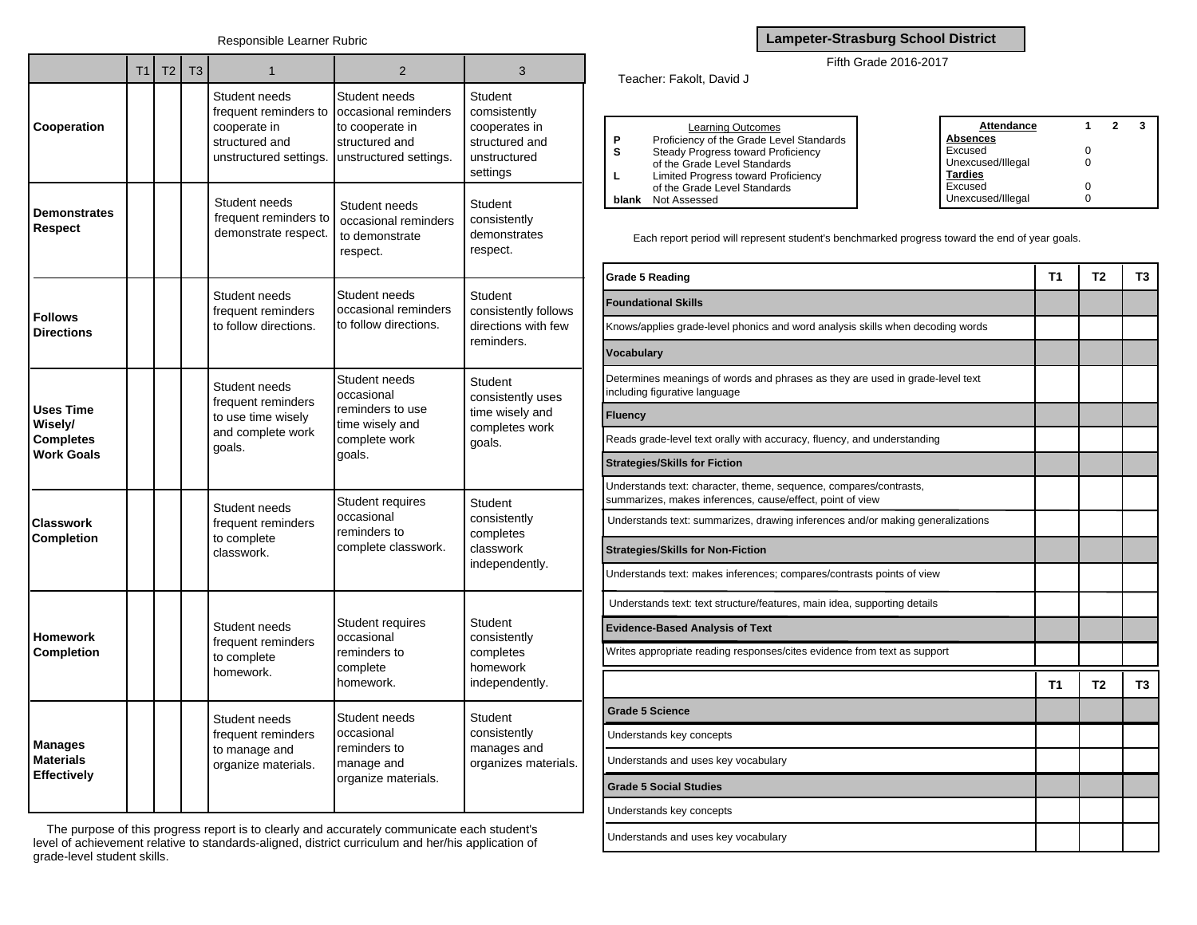## Lampeter-Strasburg School District

Fifth Grade 2016-2017

Teacher: Fakolt, David J

| Learning Outcomes | |
|---|---|
| P | Proficiency of the Grade Level Standards |
| S | Steady Progress toward Proficiency of the Grade Level Standards |
| L | Limited Progress toward Proficiency of the Grade Level Standards |
| blank | Not Assessed |

| Attendance | 1 | 2 | 3 |
|---|---|---|---|
| **Absences** | | | |
| Excused | 0 | | |
| Unexcused/Illegal | 0 | | |
| **Tardies** | | | |
| Excused | 0 | | |
| Unexcused/Illegal | 0 | | |

Each report period will represent student's benchmarked progress toward the end of year goals.

| Grade 5 Reading | T1 | T2 | T3 |
|---|---|---|---|
| **Foundational Skills** | | | |
| Knows/applies grade-level phonics and word analysis skills when decoding words | | | |
| **Vocabulary** | | | |
| Determines meanings of words and phrases as they are used in grade-level text including figurative language | | | |
| **Fluency** | | | |
| Reads grade-level text orally with accuracy, fluency, and understanding | | | |
| **Strategies/Skills for Fiction** | | | |
| Understands text: character, theme, sequence, compares/contrasts, summarizes, makes inferences, cause/effect, point of view | | | |
| Understands text: summarizes, drawing inferences and/or making generalizations | | | |
| **Strategies/Skills for Non-Fiction** | | | |
| Understands text: makes inferences; compares/contrasts points of view | | | |
| Understands text: text structure/features, main idea, supporting details | | | |
| **Evidence-Based Analysis of Text** | | | |
| Writes appropriate reading responses/cites evidence from text as support | | | |

| | T1 | T2 | T3 |
|---|---|---|---|
| **Grade 5 Science** | | | |
| Understands key concepts | | | |
| Understands and uses key vocabulary | | | |
| **Grade 5 Social Studies** | | | |
| Understands key concepts | | | |
| Understands and uses key vocabulary | | | |

### Responsible Learner Rubric

| | T1 | T2 | T3 | 1 | 2 | 3 |
|---|---|---|---|---|---|---|
| **Cooperation** | | | | Student needs frequent reminders to cooperate in structured and unstructured settings. | Student needs occasional reminders to cooperate in structured and unstructured settings. | Student comsistently cooperates in structured and unstructured settings |
| **Demonstrates Respect** | | | | Student needs frequent reminders to demonstrate respect. | Student needs occasional reminders to demonstrate respect. | Student consistently demonstrates respect. |
| **Follows Directions** | | | | Student needs frequent reminders to follow directions. | Student needs occasional reminders to follow directions. | Student consistently follows directions with few reminders. |
| **Uses Time Wisely/ Completes Work Goals** | | | | Student needs frequent reminders to use time wisely and complete work goals. | Student needs occasional reminders to use time wisely and complete work goals. | Student consistently uses time wisely and completes work goals. |
| **Classwork Completion** | | | | Student needs frequent reminders to complete classwork. | Student requires occasional reminders to complete classwork. | Student consistently completes classwork independently. |
| **Homework Completion** | | | | Student needs frequent reminders to complete homework. | Student requires occasional reminders to complete homework. | Student consistently completes homework independently. |
| **Manages Materials Effectively** | | | | Student needs frequent reminders to manage and organize materials. | Student needs occasional reminders to manage and organize materials. | Student consistently manages and organizes materials. |

The purpose of this progress report is to clearly and accurately communicate each student's level of achievement relative to standards-aligned, district curriculum and her/his application of grade-level student skills.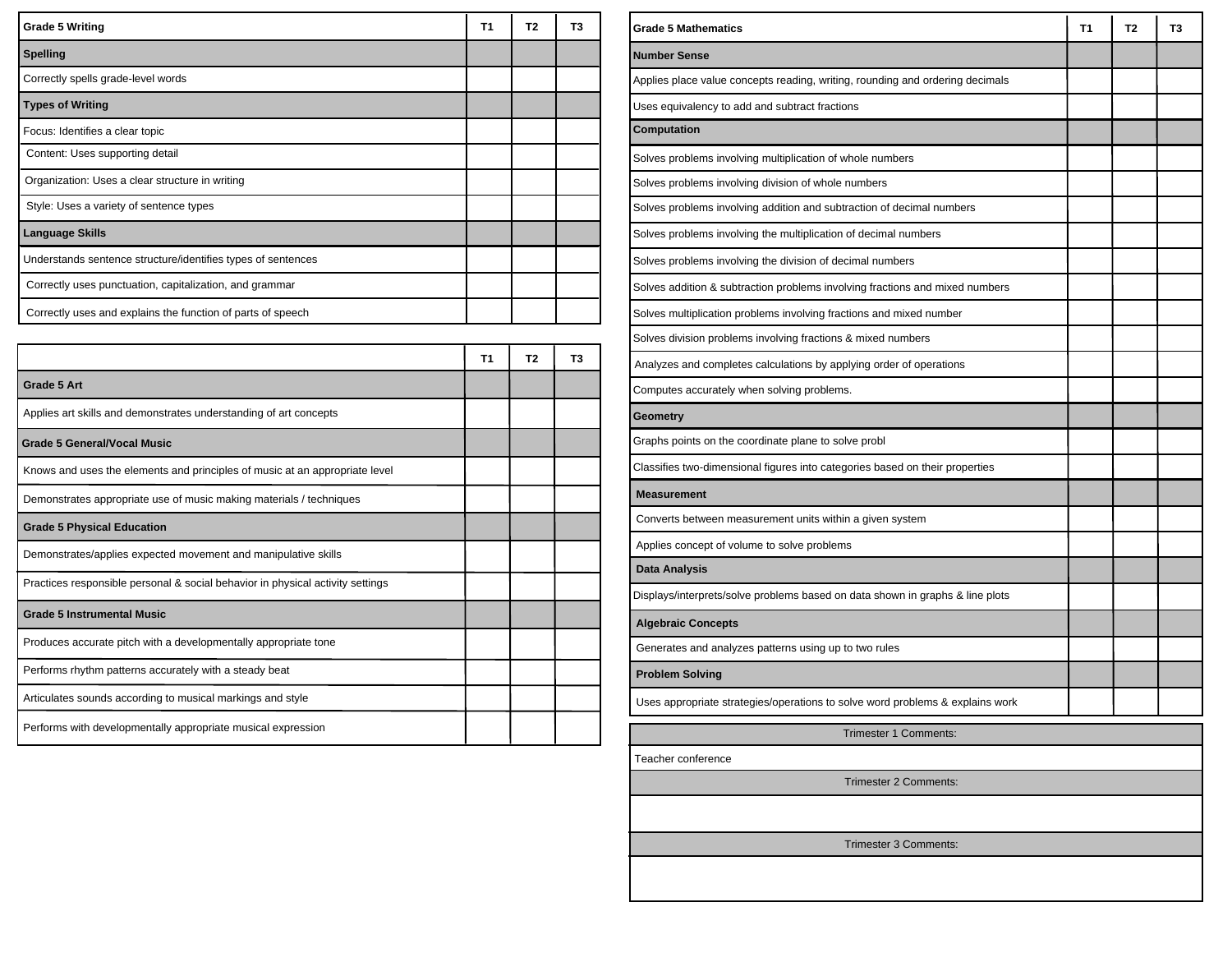| Grade 5 Writing | T1 | T2 | T3 |
|---|---|---|---|
| **Spelling** | | | |
| Correctly spells grade-level words | | | |
| **Types of Writing** | | | |
| Focus: Identifies a clear topic | | | |
| Content: Uses supporting detail | | | |
| Organization: Uses a clear structure in writing | | | |
| Style: Uses a variety of sentence types | | | |
| **Language Skills** | | | |
| Understands sentence structure/identifies types of sentences | | | |
| Correctly uses punctuation, capitalization, and grammar | | | |
| Correctly uses and explains the function of parts of speech | | | |

| | T1 | T2 | T3 |
|---|---|---|---|
| **Grade 5 Art** | | | |
| Applies art skills and demonstrates understanding of art concepts | | | |
| **Grade 5 General/Vocal Music** | | | |
| Knows and uses the elements and principles of music at an appropriate level | | | |
| Demonstrates appropriate use of music making materials / techniques | | | |
| **Grade 5 Physical Education** | | | |
| Demonstrates/applies expected movement and manipulative skills | | | |
| Practices responsible personal & social behavior in physical activity settings | | | |
| **Grade 5 Instrumental Music** | | | |
| Produces accurate pitch with a developmentally appropriate tone | | | |
| Performs rhythm patterns accurately with a steady beat | | | |
| Articulates sounds according to musical markings and style | | | |
| Performs with developmentally appropriate musical expression | | | |

| Grade 5 Mathematics | T1 | T2 | T3 |
|---|---|---|---|
| **Number Sense** | | | |
| Applies place value concepts reading, writing, rounding and ordering decimals | | | |
| Uses equivalency to add and subtract fractions | | | |
| **Computation** | | | |
| Solves problems involving multiplication of whole numbers | | | |
| Solves problems involving division of whole numbers | | | |
| Solves problems involving addition and subtraction of decimal numbers | | | |
| Solves problems involving the multiplication of decimal numbers | | | |
| Solves problems involving the division of decimal numbers | | | |
| Solves addition & subtraction problems involving fractions and mixed numbers | | | |
| Solves multiplication problems involving fractions and mixed number | | | |
| Solves division problems involving fractions & mixed numbers | | | |
| Analyzes and completes calculations by applying order of operations | | | |
| Computes accurately when solving problems. | | | |
| **Geometry** | | | |
| Graphs points on the coordinate plane to solve probl | | | |
| Classifies two-dimensional figures into categories based on their properties | | | |
| **Measurement** | | | |
| Converts between measurement units within a given system | | | |
| Applies concept of volume to solve problems | | | |
| **Data Analysis** | | | |
| Displays/interprets/solve problems based on data shown in graphs & line plots | | | |
| **Algebraic Concepts** | | | |
| Generates and analyzes patterns using up to two rules | | | |
| **Problem Solving** | | | |
| Uses appropriate strategies/operations to solve word problems & explains work | | | |

| Trimester 1 Comments: |
|---|
| Teacher conference |
| Trimester 2 Comments: |
| |
| Trimester 3 Comments: |
| |